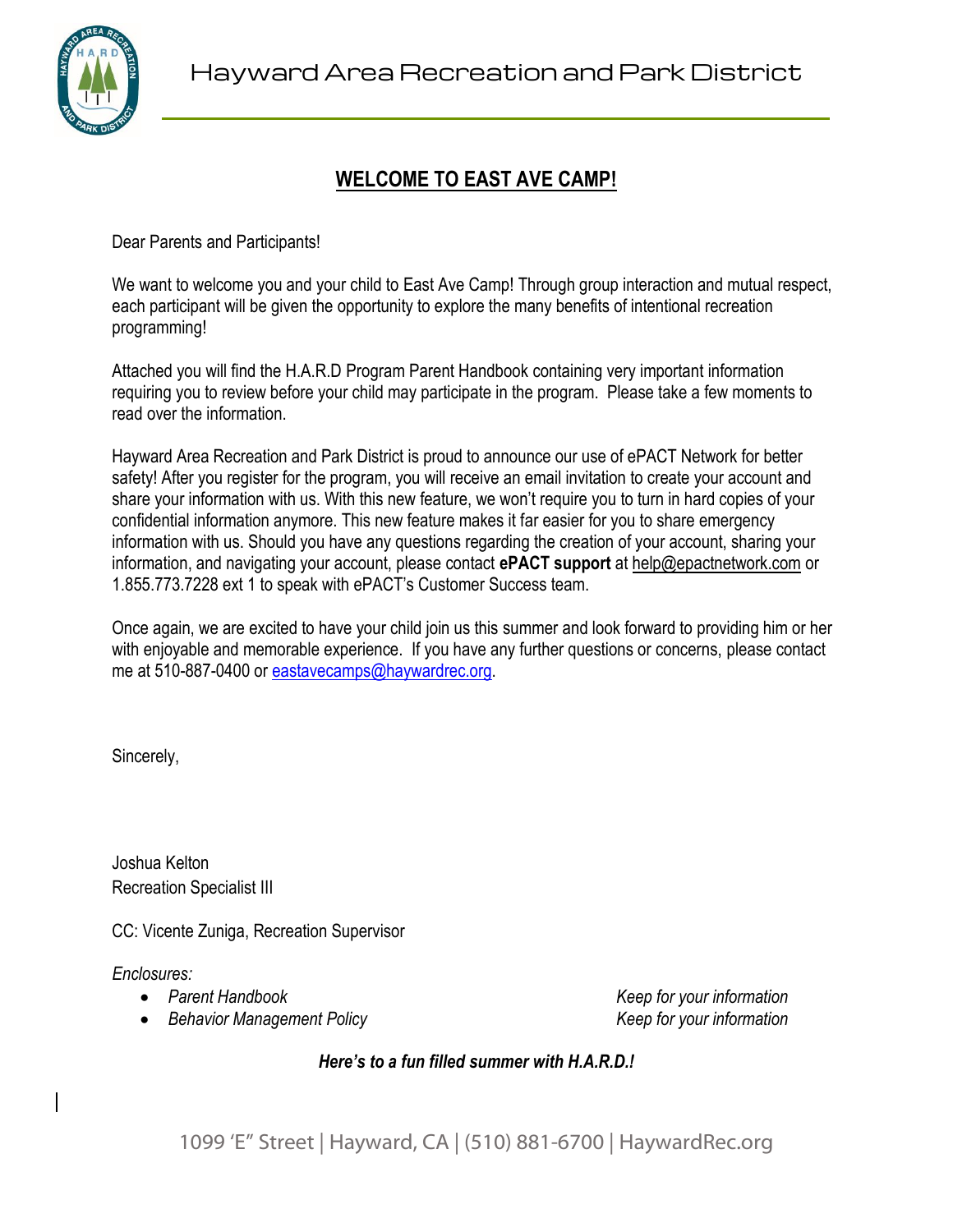Hayward Area Recreation and Park District

# WELCOME TO EAST AVE CAMP!

Dear Parents and Participants!

We want to welcome you and your child to East Ave Camp! Through group interaction and mutual respect, each participant will be given the opportunity to explore the many benefits of intentional recreation programming!

Attached you will find the H.A.R.D Program Parent Handbook containing very important information requiring you to review before your child may participate in the program. Please take a few moments to read over the information.

Hayward Area Recreation and Park District is proud to announce our use of ePACT Network for better safety! After you register for the program, you will receive an email invitation to create your account and share your information with us. With this new feature, we won't require you to turn in hard copies of your confidential information anymore. This new feature makes it far easier for you to share emergency information with us. Should you have any questions regarding the creation of your account, sharing your information, and navigating your account, please contact **ePACT support** at help@epactnetwork.com or 1.855.773.7228 ext 1 to speak with ePACT's Customer Success team.

Once again, we are excited to have your child join us this summer and look forward to providing him or her with enjoyable and memorable experience. If you have any further questions or concerns, please contact me at 510-887-0400 or eastavecamps@haywardrec.org.

Sincerely,

Joshua Kelton
Recreation Specialist III

CC: Vicente Zuniga, Recreation Supervisor

*Enclosures:*

- *Parent Handbook* — *Keep for your information*
- *Behavior Management Policy* — *Keep for your information*

***Here's to a fun filled summer with H.A.R.D.!***

1099 'E" Street | Hayward, CA | (510) 881-6700 | HaywardRec.org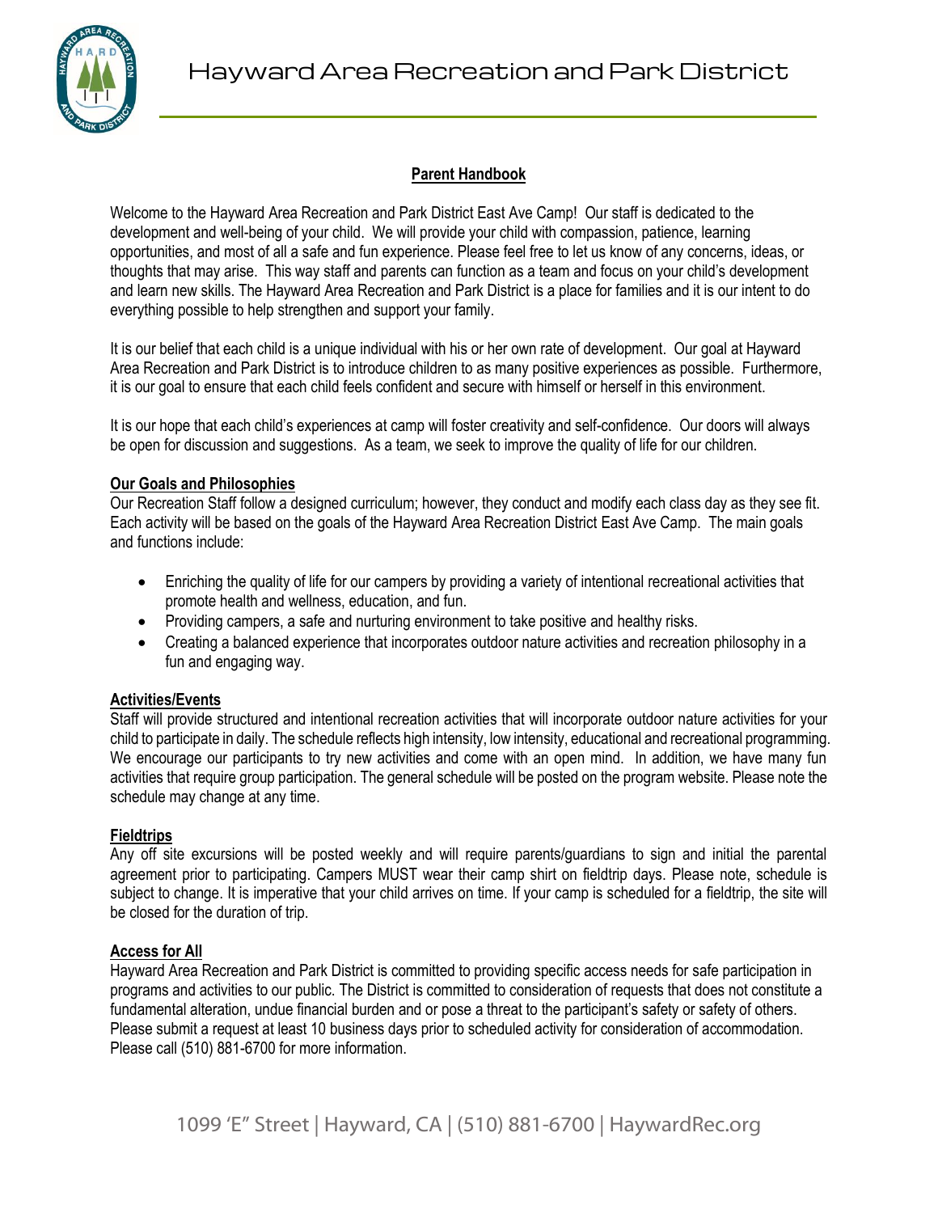# Hayward Area Recreation and Park District

## Parent Handbook

Welcome to the Hayward Area Recreation and Park District East Ave Camp! Our staff is dedicated to the development and well-being of your child. We will provide your child with compassion, patience, learning opportunities, and most of all a safe and fun experience. Please feel free to let us know of any concerns, ideas, or thoughts that may arise. This way staff and parents can function as a team and focus on your child's development and learn new skills. The Hayward Area Recreation and Park District is a place for families and it is our intent to do everything possible to help strengthen and support your family.

It is our belief that each child is a unique individual with his or her own rate of development. Our goal at Hayward Area Recreation and Park District is to introduce children to as many positive experiences as possible. Furthermore, it is our goal to ensure that each child feels confident and secure with himself or herself in this environment.

It is our hope that each child's experiences at camp will foster creativity and self-confidence. Our doors will always be open for discussion and suggestions. As a team, we seek to improve the quality of life for our children.

### Our Goals and Philosophies

Our Recreation Staff follow a designed curriculum; however, they conduct and modify each class day as they see fit. Each activity will be based on the goals of the Hayward Area Recreation District East Ave Camp. The main goals and functions include:

- Enriching the quality of life for our campers by providing a variety of intentional recreational activities that promote health and wellness, education, and fun.
- Providing campers, a safe and nurturing environment to take positive and healthy risks.
- Creating a balanced experience that incorporates outdoor nature activities and recreation philosophy in a fun and engaging way.

### Activities/Events

Staff will provide structured and intentional recreation activities that will incorporate outdoor nature activities for your child to participate in daily. The schedule reflects high intensity, low intensity, educational and recreational programming. We encourage our participants to try new activities and come with an open mind. In addition, we have many fun activities that require group participation. The general schedule will be posted on the program website. Please note the schedule may change at any time.

### Fieldtrips

Any off site excursions will be posted weekly and will require parents/guardians to sign and initial the parental agreement prior to participating. Campers MUST wear their camp shirt on fieldtrip days. Please note, schedule is subject to change. It is imperative that your child arrives on time. If your camp is scheduled for a fieldtrip, the site will be closed for the duration of trip.

### Access for All

Hayward Area Recreation and Park District is committed to providing specific access needs for safe participation in programs and activities to our public. The District is committed to consideration of requests that does not constitute a fundamental alteration, undue financial burden and or pose a threat to the participant's safety or safety of others. Please submit a request at least 10 business days prior to scheduled activity for consideration of accommodation. Please call (510) 881-6700 for more information.

1099 'E" Street | Hayward, CA | (510) 881-6700 | HaywardRec.org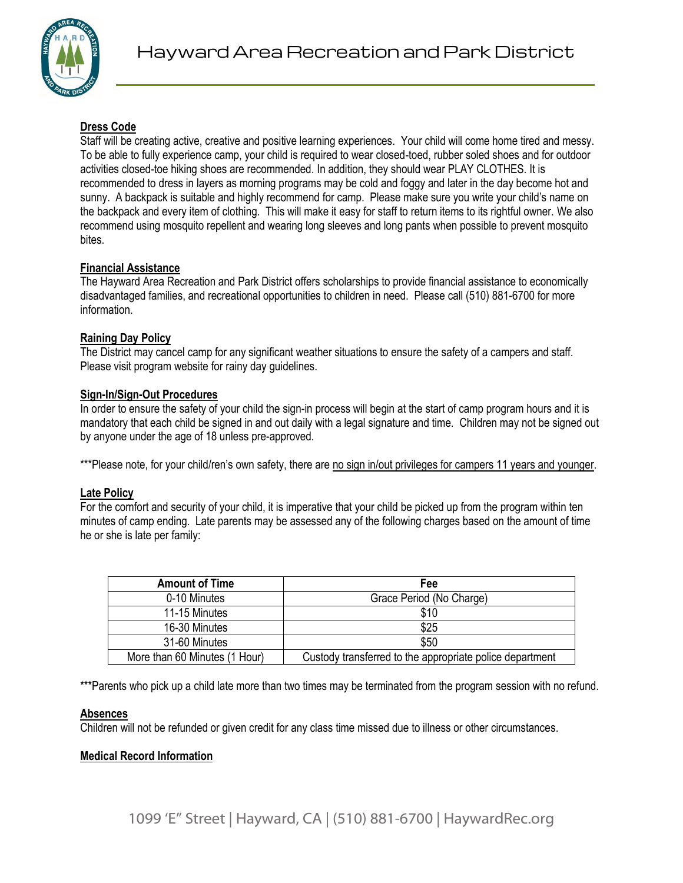# Hayward Area Recreation and Park District

**Dress Code**

Staff will be creating active, creative and positive learning experiences. Your child will come home tired and messy. To be able to fully experience camp, your child is required to wear closed-toed, rubber soled shoes and for outdoor activities closed-toe hiking shoes are recommended. In addition, they should wear PLAY CLOTHES. It is recommended to dress in layers as morning programs may be cold and foggy and later in the day become hot and sunny. A backpack is suitable and highly recommend for camp. Please make sure you write your child's name on the backpack and every item of clothing. This will make it easy for staff to return items to its rightful owner. We also recommend using mosquito repellent and wearing long sleeves and long pants when possible to prevent mosquito bites.

**Financial Assistance**

The Hayward Area Recreation and Park District offers scholarships to provide financial assistance to economically disadvantaged families, and recreational opportunities to children in need. Please call (510) 881-6700 for more information.

**Raining Day Policy**

The District may cancel camp for any significant weather situations to ensure the safety of a campers and staff. Please visit program website for rainy day guidelines.

**Sign-In/Sign-Out Procedures**

In order to ensure the safety of your child the sign-in process will begin at the start of camp program hours and it is mandatory that each child be signed in and out daily with a legal signature and time. Children may not be signed out by anyone under the age of 18 unless pre-approved.

***Please note, for your child/ren's own safety, there are no sign in/out privileges for campers 11 years and younger.

**Late Policy**

For the comfort and security of your child, it is imperative that your child be picked up from the program within ten minutes of camp ending. Late parents may be assessed any of the following charges based on the amount of time he or she is late per family:

| Amount of Time | Fee |
|---|---|
| 0-10 Minutes | Grace Period (No Charge) |
| 11-15 Minutes | $10 |
| 16-30 Minutes | $25 |
| 31-60 Minutes | $50 |
| More than 60 Minutes (1 Hour) | Custody transferred to the appropriate police department |

***Parents who pick up a child late more than two times may be terminated from the program session with no refund.

**Absences**

Children will not be refunded or given credit for any class time missed due to illness or other circumstances.

**Medical Record Information**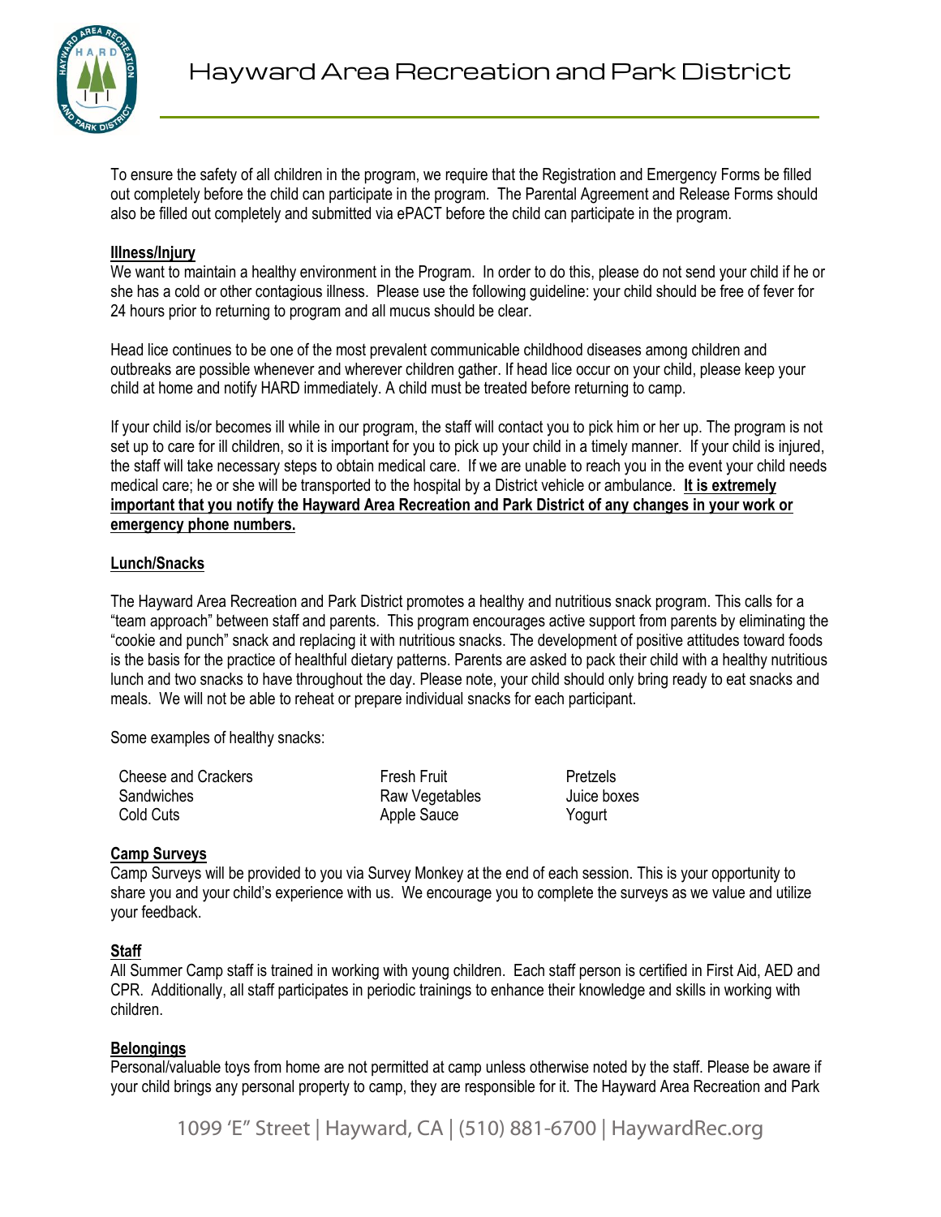To ensure the safety of all children in the program, we require that the Registration and Emergency Forms be filled out completely before the child can participate in the program. The Parental Agreement and Release Forms should also be filled out completely and submitted via ePACT before the child can participate in the program.

**Illness/Injury**

We want to maintain a healthy environment in the Program. In order to do this, please do not send your child if he or she has a cold or other contagious illness. Please use the following guideline: your child should be free of fever for 24 hours prior to returning to program and all mucus should be clear.

Head lice continues to be one of the most prevalent communicable childhood diseases among children and outbreaks are possible whenever and wherever children gather. If head lice occur on your child, please keep your child at home and notify HARD immediately. A child must be treated before returning to camp.

If your child is/or becomes ill while in our program, the staff will contact you to pick him or her up. The program is not set up to care for ill children, so it is important for you to pick up your child in a timely manner. If your child is injured, the staff will take necessary steps to obtain medical care. If we are unable to reach you in the event your child needs medical care; he or she will be transported to the hospital by a District vehicle or ambulance. **It is extremely important that you notify the Hayward Area Recreation and Park District of any changes in your work or emergency phone numbers.**

**Lunch/Snacks**

The Hayward Area Recreation and Park District promotes a healthy and nutritious snack program. This calls for a "team approach" between staff and parents. This program encourages active support from parents by eliminating the "cookie and punch" snack and replacing it with nutritious snacks. The development of positive attitudes toward foods is the basis for the practice of healthful dietary patterns. Parents are asked to pack their child with a healthy nutritious lunch and two snacks to have throughout the day. Please note, your child should only bring ready to eat snacks and meals. We will not be able to reheat or prepare individual snacks for each participant.

Some examples of healthy snacks:

- Cheese and Crackers
- Sandwiches
- Cold Cuts
- Fresh Fruit
- Raw Vegetables
- Apple Sauce
- Pretzels
- Juice boxes
- Yogurt

**Camp Surveys**

Camp Surveys will be provided to you via Survey Monkey at the end of each session. This is your opportunity to share you and your child's experience with us. We encourage you to complete the surveys as we value and utilize your feedback.

**Staff**

All Summer Camp staff is trained in working with young children. Each staff person is certified in First Aid, AED and CPR. Additionally, all staff participates in periodic trainings to enhance their knowledge and skills in working with children.

**Belongings**

Personal/valuable toys from home are not permitted at camp unless otherwise noted by the staff. Please be aware if your child brings any personal property to camp, they are responsible for it. The Hayward Area Recreation and Park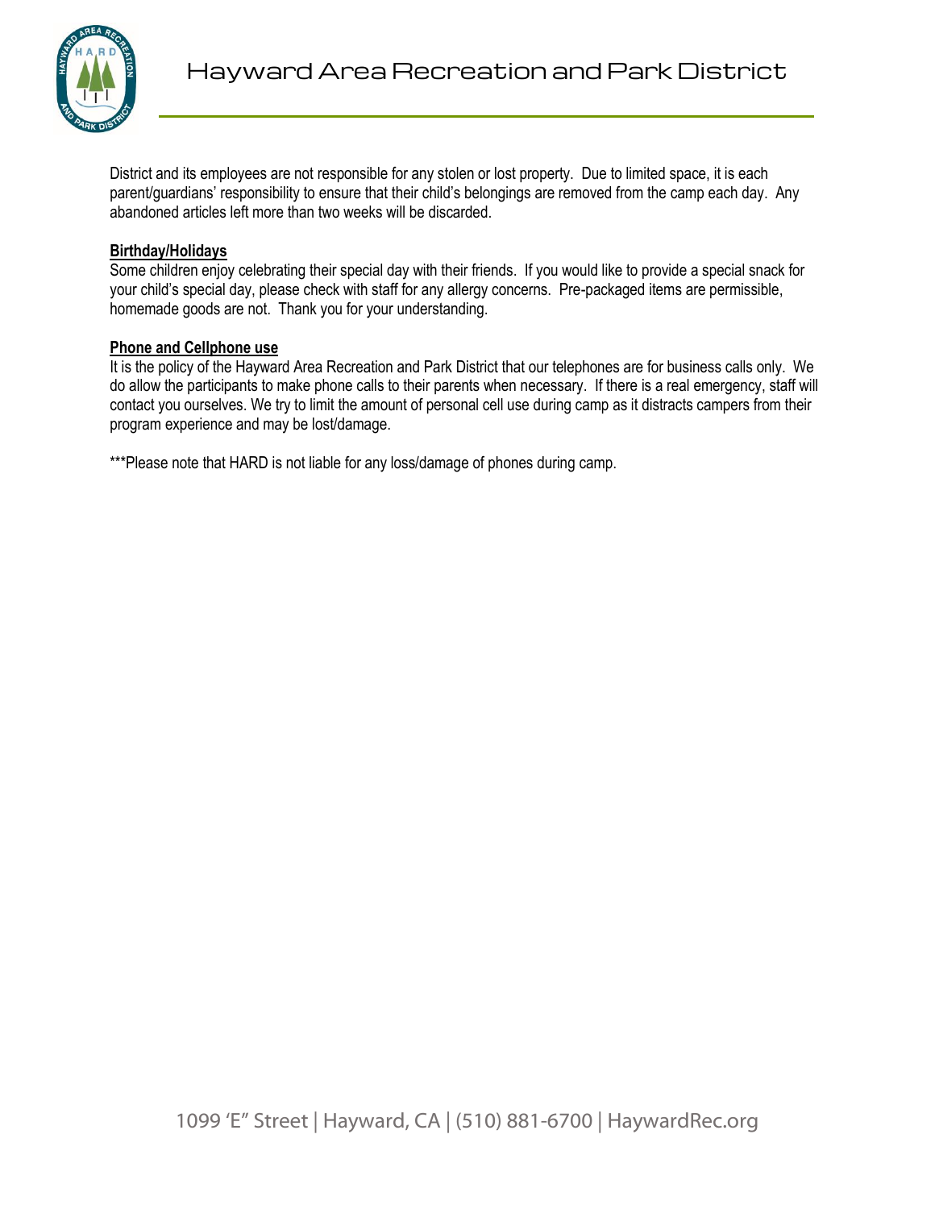District and its employees are not responsible for any stolen or lost property. Due to limited space, it is each parent/guardians' responsibility to ensure that their child's belongings are removed from the camp each day. Any abandoned articles left more than two weeks will be discarded.

**Birthday/Holidays**

Some children enjoy celebrating their special day with their friends. If you would like to provide a special snack for your child's special day, please check with staff for any allergy concerns. Pre-packaged items are permissible, homemade goods are not. Thank you for your understanding.

**Phone and Cellphone use**

It is the policy of the Hayward Area Recreation and Park District that our telephones are for business calls only. We do allow the participants to make phone calls to their parents when necessary. If there is a real emergency, staff will contact you ourselves. We try to limit the amount of personal cell use during camp as it distracts campers from their program experience and may be lost/damage.

***Please note that HARD is not liable for any loss/damage of phones during camp.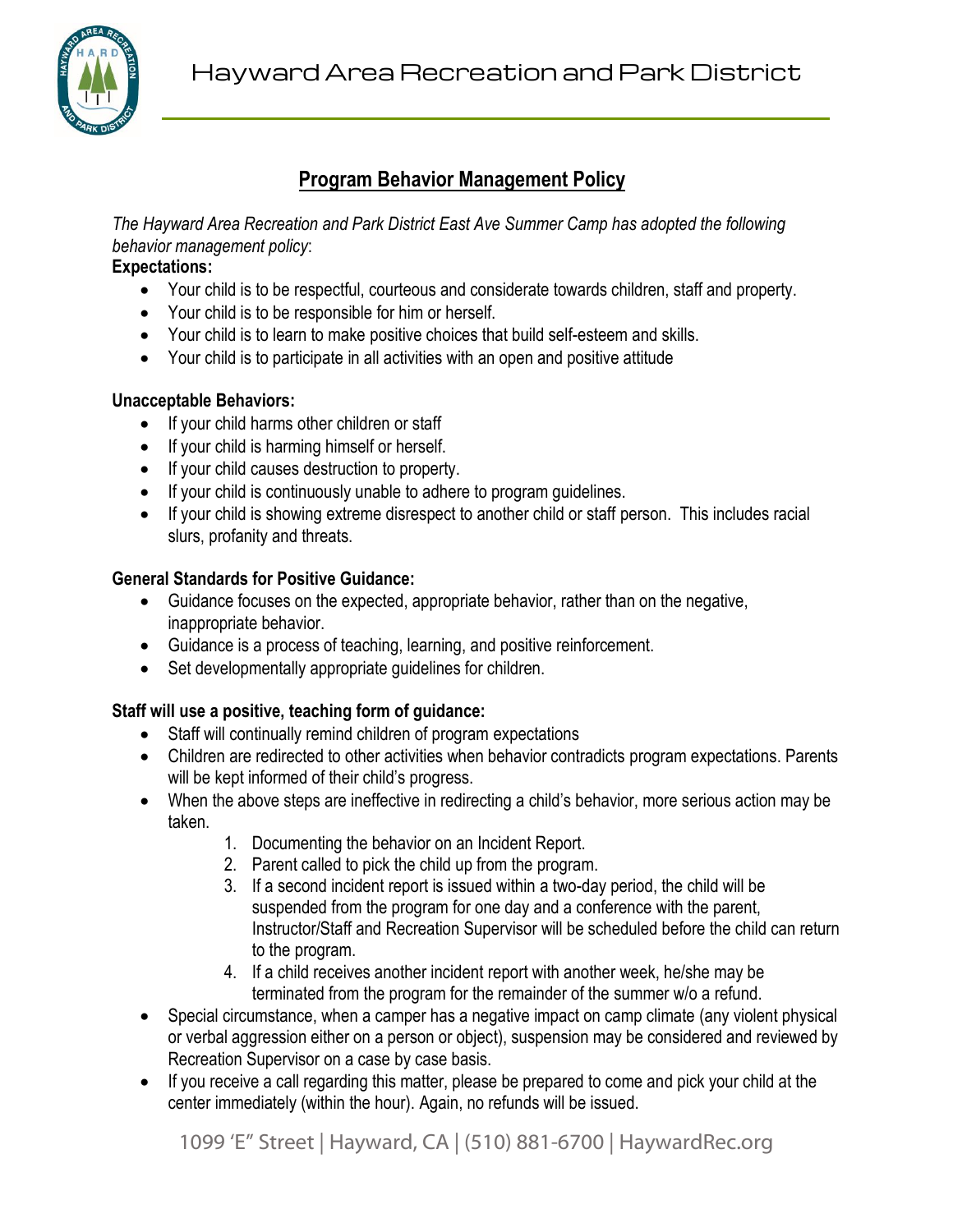# Hayward Area Recreation and Park District

## Program Behavior Management Policy

*The Hayward Area Recreation and Park District East Ave Summer Camp has adopted the following behavior management policy*:

**Expectations:**

- Your child is to be respectful, courteous and considerate towards children, staff and property.
- Your child is to be responsible for him or herself.
- Your child is to learn to make positive choices that build self-esteem and skills.
- Your child is to participate in all activities with an open and positive attitude

**Unacceptable Behaviors:**

- If your child harms other children or staff
- If your child is harming himself or herself.
- If your child causes destruction to property.
- If your child is continuously unable to adhere to program guidelines.
- If your child is showing extreme disrespect to another child or staff person. This includes racial slurs, profanity and threats.

**General Standards for Positive Guidance:**

- Guidance focuses on the expected, appropriate behavior, rather than on the negative, inappropriate behavior.
- Guidance is a process of teaching, learning, and positive reinforcement.
- Set developmentally appropriate guidelines for children.

**Staff will use a positive, teaching form of guidance:**

- Staff will continually remind children of program expectations
- Children are redirected to other activities when behavior contradicts program expectations. Parents will be kept informed of their child's progress.
- When the above steps are ineffective in redirecting a child's behavior, more serious action may be taken.
    1. Documenting the behavior on an Incident Report.
    2. Parent called to pick the child up from the program.
    3. If a second incident report is issued within a two-day period, the child will be suspended from the program for one day and a conference with the parent, Instructor/Staff and Recreation Supervisor will be scheduled before the child can return to the program.
    4. If a child receives another incident report with another week, he/she may be terminated from the program for the remainder of the summer w/o a refund.
- Special circumstance, when a camper has a negative impact on camp climate (any violent physical or verbal aggression either on a person or object), suspension may be considered and reviewed by Recreation Supervisor on a case by case basis.
- If you receive a call regarding this matter, please be prepared to come and pick your child at the center immediately (within the hour). Again, no refunds will be issued.

1099 'E" Street | Hayward, CA | (510) 881-6700 | HaywardRec.org